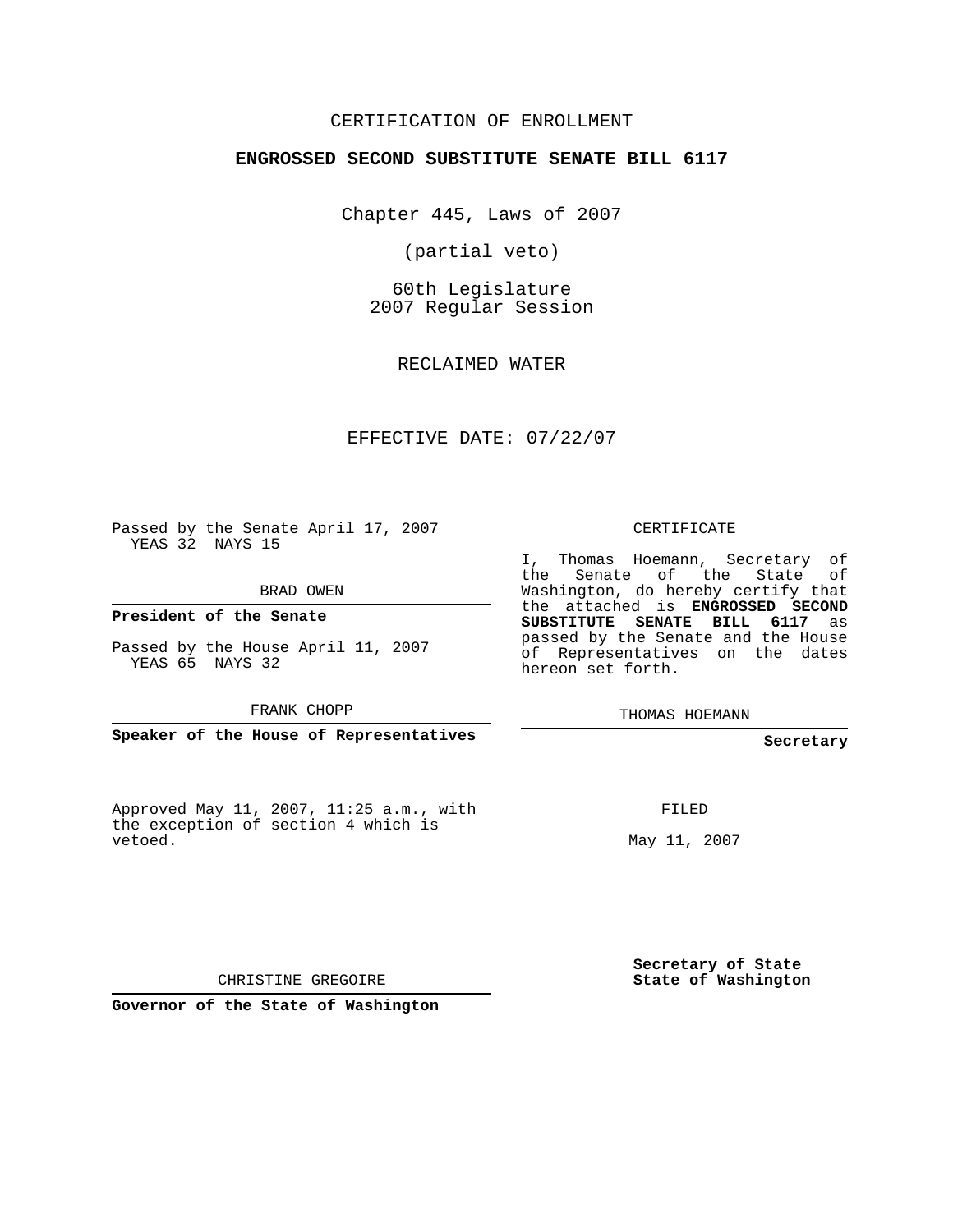CERTIFICATION OF ENROLLMENT

**ENGROSSED SECOND SUBSTITUTE SENATE BILL 6117**

Chapter 445, Laws of 2007

(partial veto)

60th Legislature
2007 Regular Session

RECLAIMED WATER

EFFECTIVE DATE: 07/22/07

Passed by the Senate April 17, 2007
YEAS 32 NAYS 15

BRAD OWEN

**President of the Senate**

Passed by the House April 11, 2007
YEAS 65 NAYS 32

FRANK CHOPP

**Speaker of the House of Representatives**

CERTIFICATE

I, Thomas Hoemann, Secretary of the Senate of the State of Washington, do hereby certify that the attached is **ENGROSSED SECOND SUBSTITUTE SENATE BILL 6117** as passed by the Senate and the House of Representatives on the dates hereon set forth.

THOMAS HOEMANN

**Secretary**

Approved May 11, 2007, 11:25 a.m., with the exception of section 4 which is vetoed.

FILED

May 11, 2007

CHRISTINE GREGOIRE

**Governor of the State of Washington**

**Secretary of State**
**State of Washington**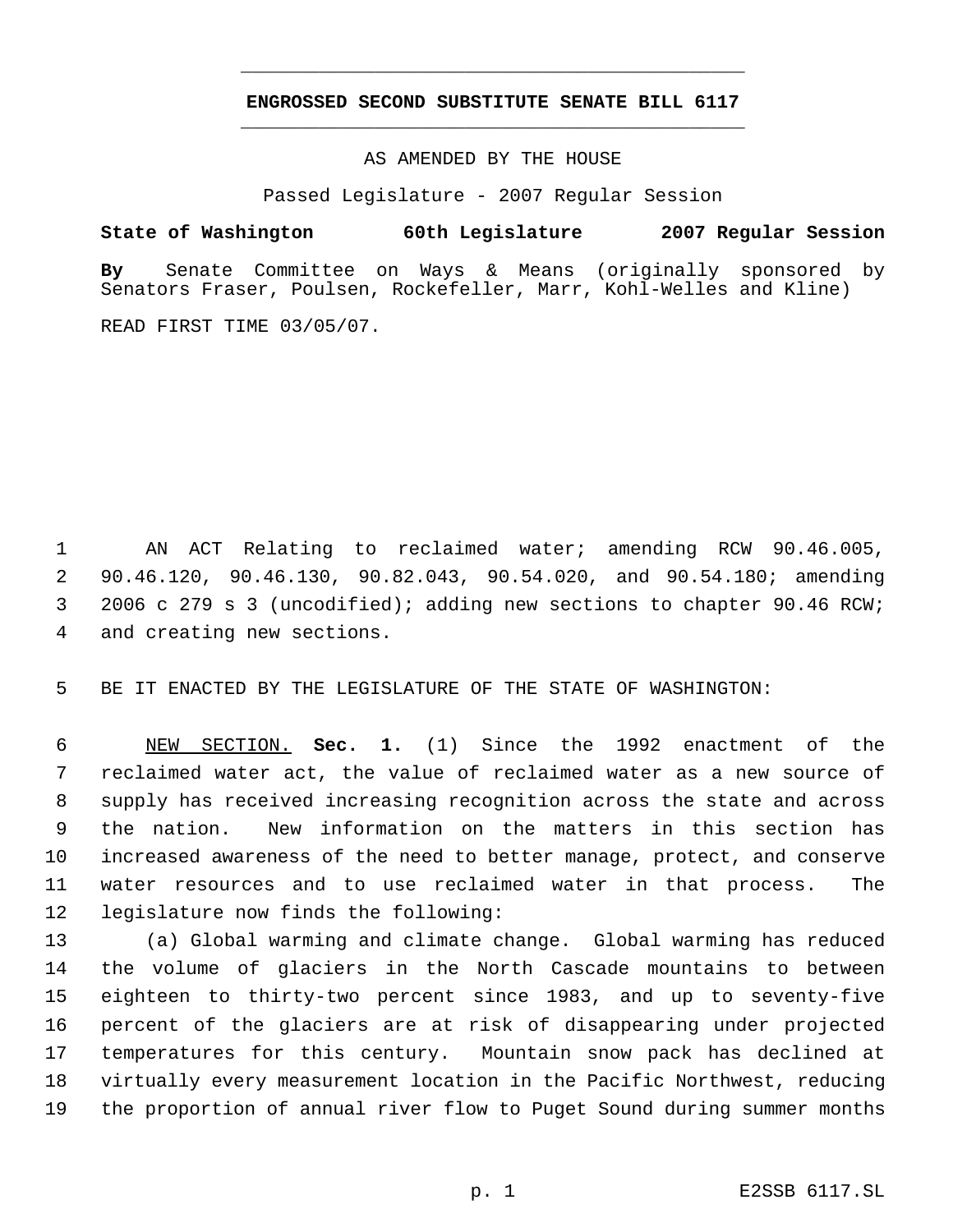# ENGROSSED SECOND SUBSTITUTE SENATE BILL 6117

AS AMENDED BY THE HOUSE

Passed Legislature - 2007 Regular Session

**State of Washington 60th Legislature 2007 Regular Session**

**By** Senate Committee on Ways & Means (originally sponsored by Senators Fraser, Poulsen, Rockefeller, Marr, Kohl-Welles and Kline)

READ FIRST TIME 03/05/07.

AN ACT Relating to reclaimed water; amending RCW 90.46.005, 90.46.120, 90.46.130, 90.82.043, 90.54.020, and 90.54.180; amending 2006 c 279 s 3 (uncodified); adding new sections to chapter 90.46 RCW; and creating new sections.

BE IT ENACTED BY THE LEGISLATURE OF THE STATE OF WASHINGTON:

NEW SECTION. **Sec. 1.** (1) Since the 1992 enactment of the reclaimed water act, the value of reclaimed water as a new source of supply has received increasing recognition across the state and across the nation. New information on the matters in this section has increased awareness of the need to better manage, protect, and conserve water resources and to use reclaimed water in that process. The legislature now finds the following:

(a) Global warming and climate change. Global warming has reduced the volume of glaciers in the North Cascade mountains to between eighteen to thirty-two percent since 1983, and up to seventy-five percent of the glaciers are at risk of disappearing under projected temperatures for this century. Mountain snow pack has declined at virtually every measurement location in the Pacific Northwest, reducing the proportion of annual river flow to Puget Sound during summer months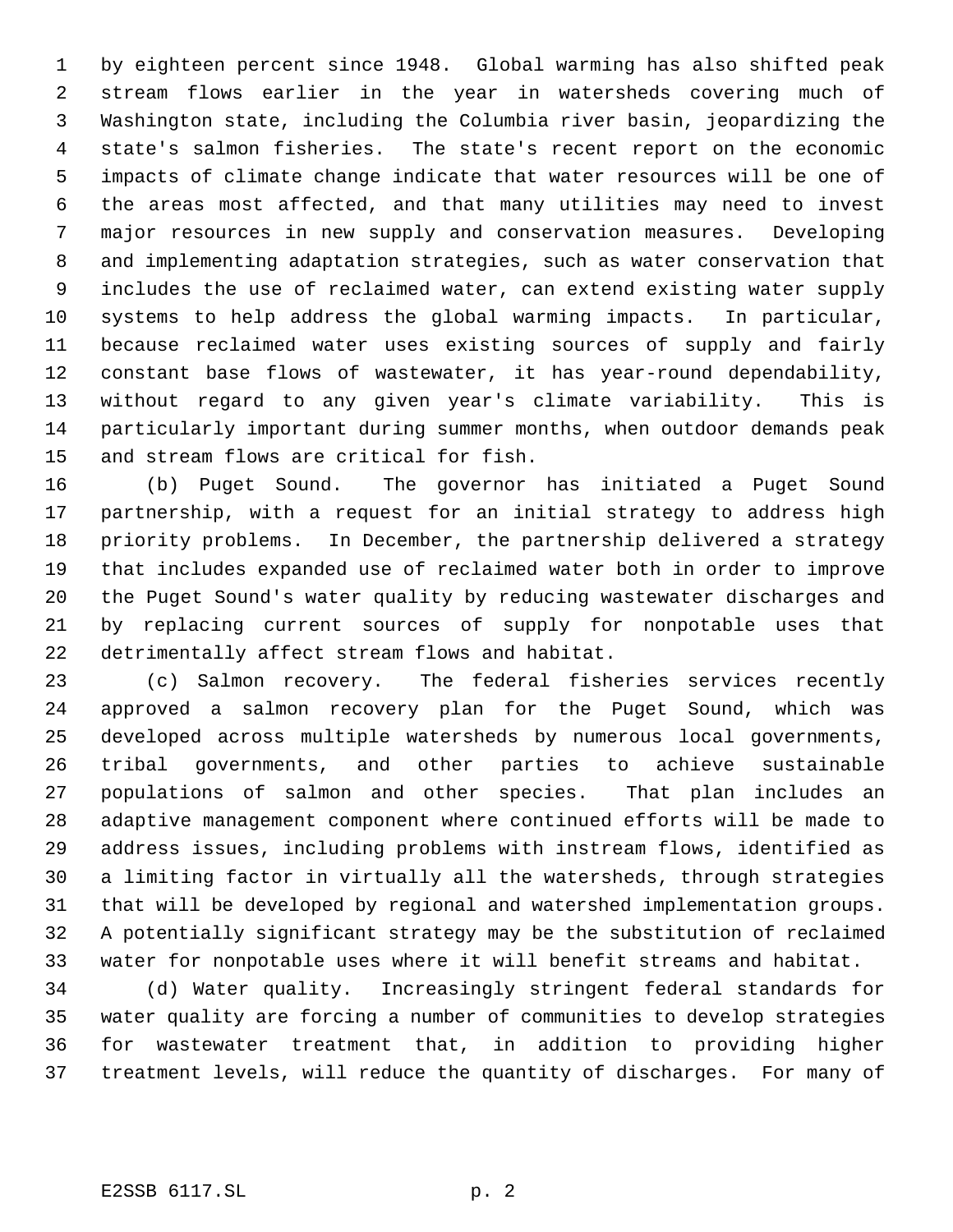by eighteen percent since 1948. Global warming has also shifted peak stream flows earlier in the year in watersheds covering much of Washington state, including the Columbia river basin, jeopardizing the state's salmon fisheries. The state's recent report on the economic impacts of climate change indicate that water resources will be one of the areas most affected, and that many utilities may need to invest major resources in new supply and conservation measures. Developing and implementing adaptation strategies, such as water conservation that includes the use of reclaimed water, can extend existing water supply systems to help address the global warming impacts. In particular, because reclaimed water uses existing sources of supply and fairly constant base flows of wastewater, it has year-round dependability, without regard to any given year's climate variability. This is particularly important during summer months, when outdoor demands peak and stream flows are critical for fish.

(b) Puget Sound. The governor has initiated a Puget Sound partnership, with a request for an initial strategy to address high priority problems. In December, the partnership delivered a strategy that includes expanded use of reclaimed water both in order to improve the Puget Sound's water quality by reducing wastewater discharges and by replacing current sources of supply for nonpotable uses that detrimentally affect stream flows and habitat.

(c) Salmon recovery. The federal fisheries services recently approved a salmon recovery plan for the Puget Sound, which was developed across multiple watersheds by numerous local governments, tribal governments, and other parties to achieve sustainable populations of salmon and other species. That plan includes an adaptive management component where continued efforts will be made to address issues, including problems with instream flows, identified as a limiting factor in virtually all the watersheds, through strategies that will be developed by regional and watershed implementation groups. A potentially significant strategy may be the substitution of reclaimed water for nonpotable uses where it will benefit streams and habitat.

(d) Water quality. Increasingly stringent federal standards for water quality are forcing a number of communities to develop strategies for wastewater treatment that, in addition to providing higher treatment levels, will reduce the quantity of discharges. For many of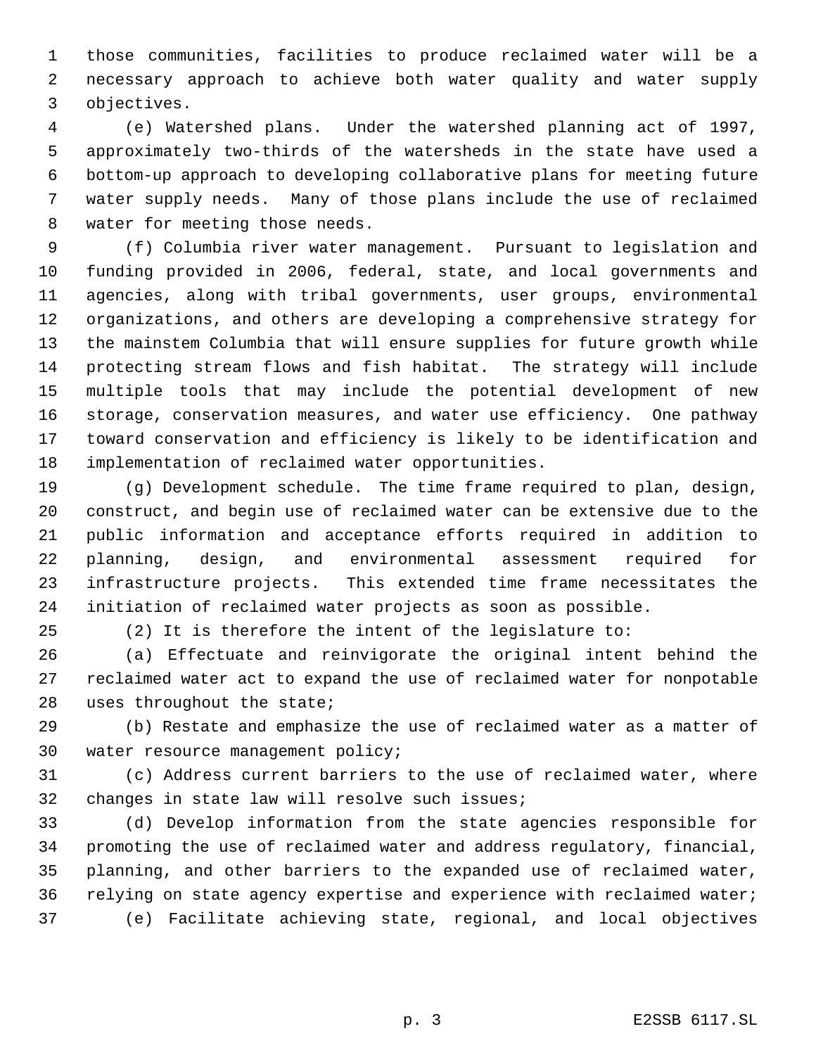those communities, facilities to produce reclaimed water will be a necessary approach to achieve both water quality and water supply objectives.

(e) Watershed plans. Under the watershed planning act of 1997, approximately two-thirds of the watersheds in the state have used a bottom-up approach to developing collaborative plans for meeting future water supply needs. Many of those plans include the use of reclaimed water for meeting those needs.

(f) Columbia river water management. Pursuant to legislation and funding provided in 2006, federal, state, and local governments and agencies, along with tribal governments, user groups, environmental organizations, and others are developing a comprehensive strategy for the mainstem Columbia that will ensure supplies for future growth while protecting stream flows and fish habitat. The strategy will include multiple tools that may include the potential development of new storage, conservation measures, and water use efficiency. One pathway toward conservation and efficiency is likely to be identification and implementation of reclaimed water opportunities.

(g) Development schedule. The time frame required to plan, design, construct, and begin use of reclaimed water can be extensive due to the public information and acceptance efforts required in addition to planning, design, and environmental assessment required for infrastructure projects. This extended time frame necessitates the initiation of reclaimed water projects as soon as possible.

(2) It is therefore the intent of the legislature to:

(a) Effectuate and reinvigorate the original intent behind the reclaimed water act to expand the use of reclaimed water for nonpotable uses throughout the state;

(b) Restate and emphasize the use of reclaimed water as a matter of water resource management policy;

(c) Address current barriers to the use of reclaimed water, where changes in state law will resolve such issues;

(d) Develop information from the state agencies responsible for promoting the use of reclaimed water and address regulatory, financial, planning, and other barriers to the expanded use of reclaimed water, relying on state agency expertise and experience with reclaimed water;

(e) Facilitate achieving state, regional, and local objectives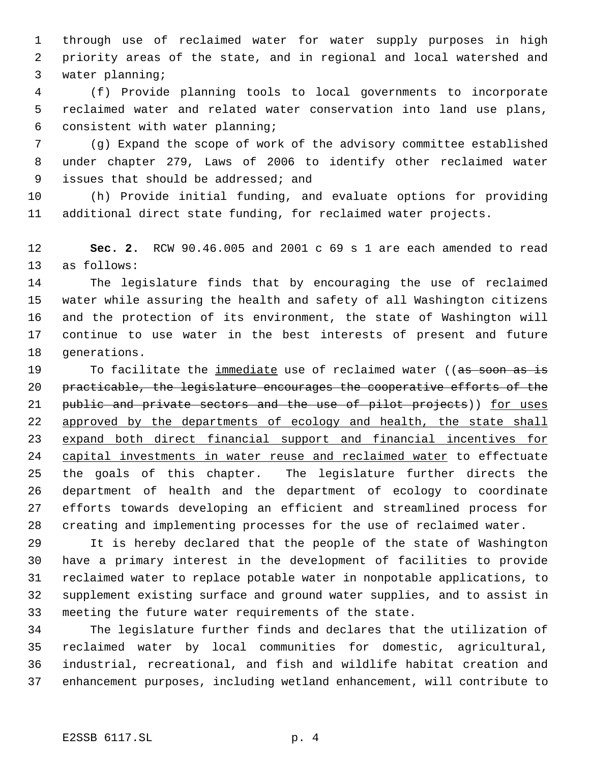through use of reclaimed water for water supply purposes in high priority areas of the state, and in regional and local watershed and water planning;

(f) Provide planning tools to local governments to incorporate reclaimed water and related water conservation into land use plans, consistent with water planning;

(g) Expand the scope of work of the advisory committee established under chapter 279, Laws of 2006 to identify other reclaimed water issues that should be addressed; and

(h) Provide initial funding, and evaluate options for providing additional direct state funding, for reclaimed water projects.

**Sec. 2.** RCW 90.46.005 and 2001 c 69 s 1 are each amended to read as follows:

The legislature finds that by encouraging the use of reclaimed water while assuring the health and safety of all Washington citizens and the protection of its environment, the state of Washington will continue to use water in the best interests of present and future generations.

To facilitate the <u>immediate</u> use of reclaimed water ((~~as soon as is practicable, the legislature encourages the cooperative efforts of the public and private sectors and the use of pilot projects~~)) <u>for uses approved by the departments of ecology and health, the state shall expand both direct financial support and financial incentives for capital investments in water reuse and reclaimed water</u> to effectuate the goals of this chapter. The legislature further directs the department of health and the department of ecology to coordinate efforts towards developing an efficient and streamlined process for creating and implementing processes for the use of reclaimed water.

It is hereby declared that the people of the state of Washington have a primary interest in the development of facilities to provide reclaimed water to replace potable water in nonpotable applications, to supplement existing surface and ground water supplies, and to assist in meeting the future water requirements of the state.

The legislature further finds and declares that the utilization of reclaimed water by local communities for domestic, agricultural, industrial, recreational, and fish and wildlife habitat creation and enhancement purposes, including wetland enhancement, will contribute to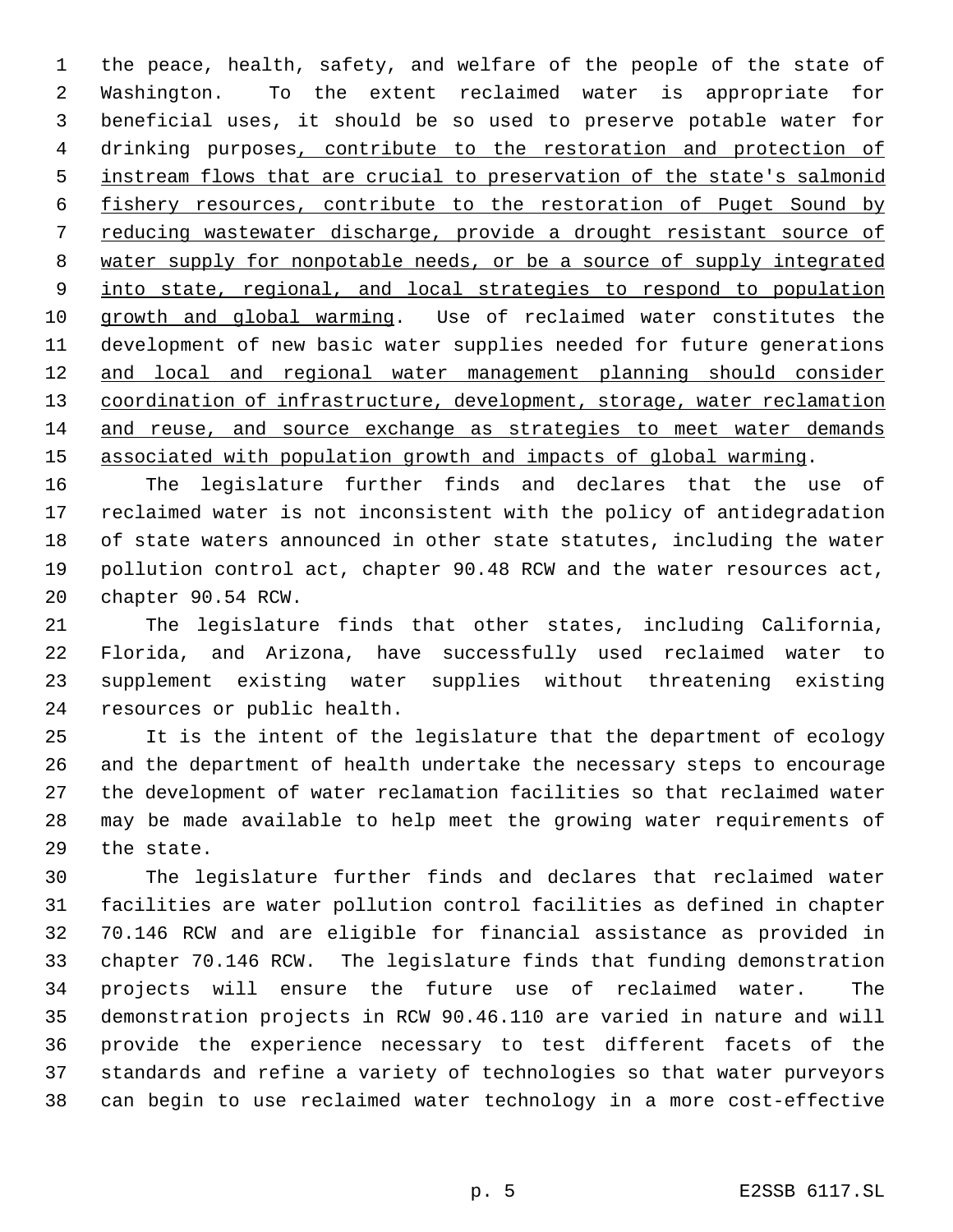the peace, health, safety, and welfare of the people of the state of Washington. To the extent reclaimed water is appropriate for beneficial uses, it should be so used to preserve potable water for drinking purposes, contribute to the restoration and protection of instream flows that are crucial to preservation of the state's salmonid fishery resources, contribute to the restoration of Puget Sound by reducing wastewater discharge, provide a drought resistant source of water supply for nonpotable needs, or be a source of supply integrated into state, regional, and local strategies to respond to population growth and global warming. Use of reclaimed water constitutes the development of new basic water supplies needed for future generations and local and regional water management planning should consider coordination of infrastructure, development, storage, water reclamation and reuse, and source exchange as strategies to meet water demands associated with population growth and impacts of global warming.

The legislature further finds and declares that the use of reclaimed water is not inconsistent with the policy of antidegradation of state waters announced in other state statutes, including the water pollution control act, chapter 90.48 RCW and the water resources act, chapter 90.54 RCW.

The legislature finds that other states, including California, Florida, and Arizona, have successfully used reclaimed water to supplement existing water supplies without threatening existing resources or public health.

It is the intent of the legislature that the department of ecology and the department of health undertake the necessary steps to encourage the development of water reclamation facilities so that reclaimed water may be made available to help meet the growing water requirements of the state.

The legislature further finds and declares that reclaimed water facilities are water pollution control facilities as defined in chapter 70.146 RCW and are eligible for financial assistance as provided in chapter 70.146 RCW. The legislature finds that funding demonstration projects will ensure the future use of reclaimed water. The demonstration projects in RCW 90.46.110 are varied in nature and will provide the experience necessary to test different facets of the standards and refine a variety of technologies so that water purveyors can begin to use reclaimed water technology in a more cost-effective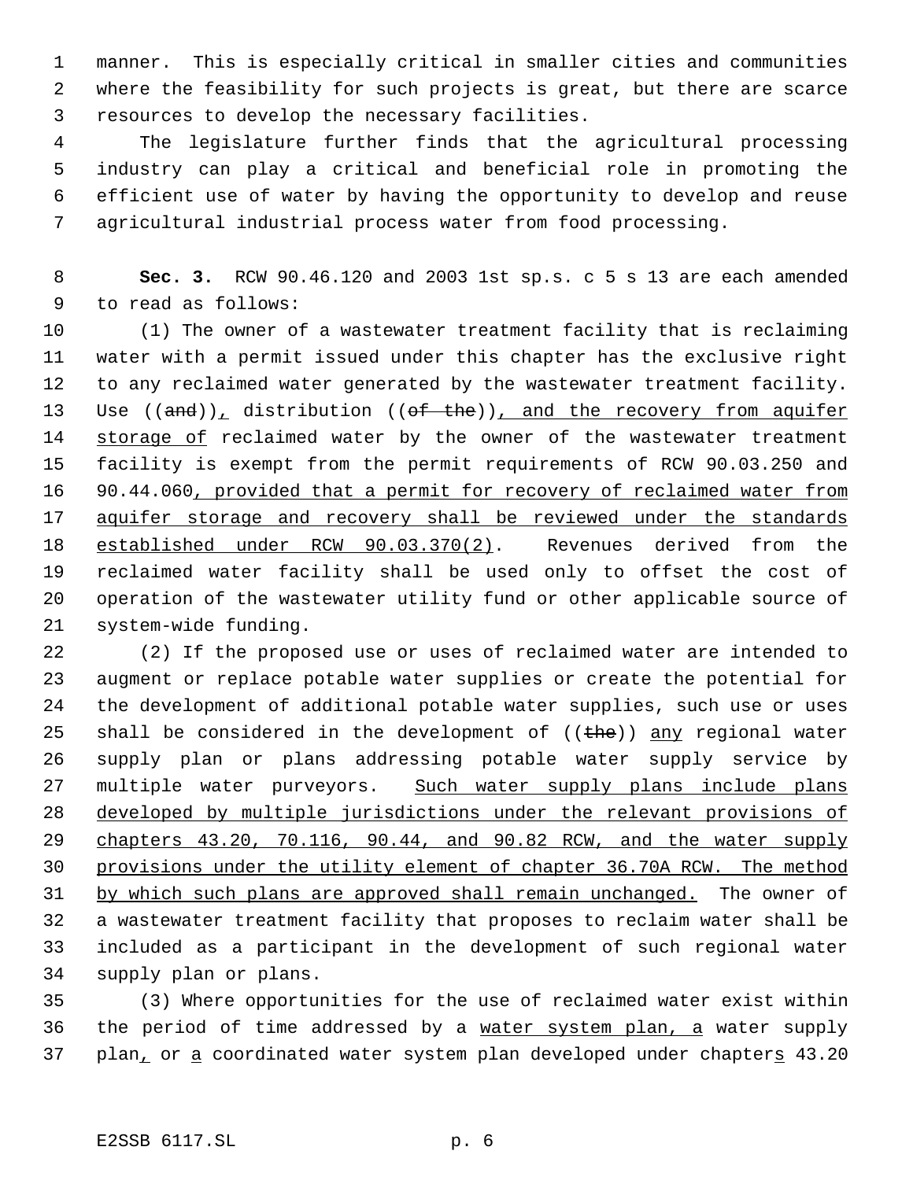manner. This is especially critical in smaller cities and communities where the feasibility for such projects is great, but there are scarce resources to develop the necessary facilities.

The legislature further finds that the agricultural processing industry can play a critical and beneficial role in promoting the efficient use of water by having the opportunity to develop and reuse agricultural industrial process water from food processing.

**Sec. 3.** RCW 90.46.120 and 2003 1st sp.s. c 5 s 13 are each amended to read as follows:

(1) The owner of a wastewater treatment facility that is reclaiming water with a permit issued under this chapter has the exclusive right to any reclaimed water generated by the wastewater treatment facility. Use ((~~and~~)), distribution ((~~of the~~)), and the recovery from aquifer storage of reclaimed water by the owner of the wastewater treatment facility is exempt from the permit requirements of RCW 90.03.250 and 90.44.060, provided that a permit for recovery of reclaimed water from aquifer storage and recovery shall be reviewed under the standards established under RCW 90.03.370(2). Revenues derived from the reclaimed water facility shall be used only to offset the cost of operation of the wastewater utility fund or other applicable source of system-wide funding.

(2) If the proposed use or uses of reclaimed water are intended to augment or replace potable water supplies or create the potential for the development of additional potable water supplies, such use or uses shall be considered in the development of ((~~the~~)) any regional water supply plan or plans addressing potable water supply service by multiple water purveyors. Such water supply plans include plans developed by multiple jurisdictions under the relevant provisions of chapters 43.20, 70.116, 90.44, and 90.82 RCW, and the water supply provisions under the utility element of chapter 36.70A RCW. The method by which such plans are approved shall remain unchanged. The owner of a wastewater treatment facility that proposes to reclaim water shall be included as a participant in the development of such regional water supply plan or plans.

(3) Where opportunities for the use of reclaimed water exist within the period of time addressed by a water system plan, a water supply plan, or a coordinated water system plan developed under chapters 43.20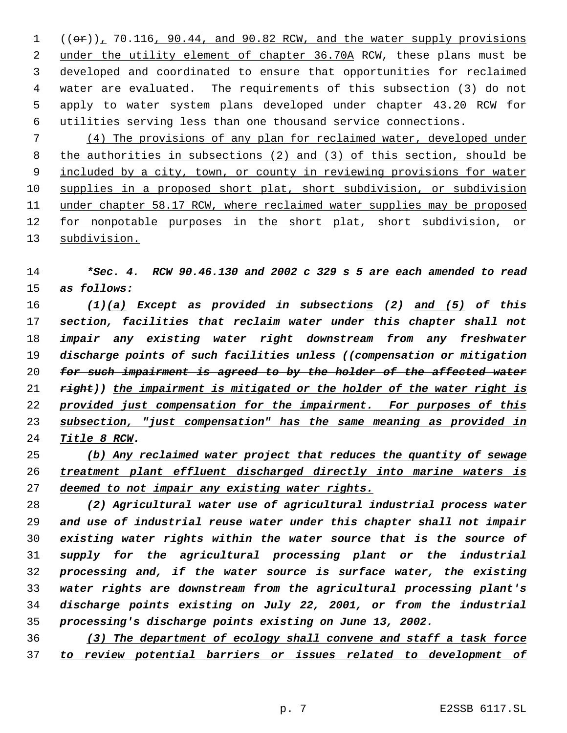((~~or~~)), 70.116, 90.44, and 90.82 RCW, and the water supply provisions under the utility element of chapter 36.70A RCW, these plans must be developed and coordinated to ensure that opportunities for reclaimed water are evaluated. The requirements of this subsection (3) do not apply to water system plans developed under chapter 43.20 RCW for utilities serving less than one thousand service connections.

(4) The provisions of any plan for reclaimed water, developed under the authorities in subsections (2) and (3) of this section, should be included by a city, town, or county in reviewing provisions for water supplies in a proposed short plat, short subdivision, or subdivision under chapter 58.17 RCW, where reclaimed water supplies may be proposed for nonpotable purposes in the short plat, short subdivision, or subdivision.

***Sec. 4. RCW 90.46.130 and 2002 c 329 s 5 are each amended to read as follows:***

***(1)(a) Except as provided in subsections (2) and (5) of this section, facilities that reclaim water under this chapter shall not impair any existing water right downstream from any freshwater discharge points of such facilities unless ((~~compensation or mitigation for such impairment is agreed to by the holder of the affected water right~~)) the impairment is mitigated or the holder of the water right is provided just compensation for the impairment. For purposes of this subsection, "just compensation" has the same meaning as provided in Title 8 RCW.***

***(b) Any reclaimed water project that reduces the quantity of sewage treatment plant effluent discharged directly into marine waters is deemed to not impair any existing water rights.***

***(2) Agricultural water use of agricultural industrial process water and use of industrial reuse water under this chapter shall not impair existing water rights within the water source that is the source of supply for the agricultural processing plant or the industrial processing and, if the water source is surface water, the existing water rights are downstream from the agricultural processing plant's discharge points existing on July 22, 2001, or from the industrial processing's discharge points existing on June 13, 2002.***

***(3) The department of ecology shall convene and staff a task force to review potential barriers or issues related to development of***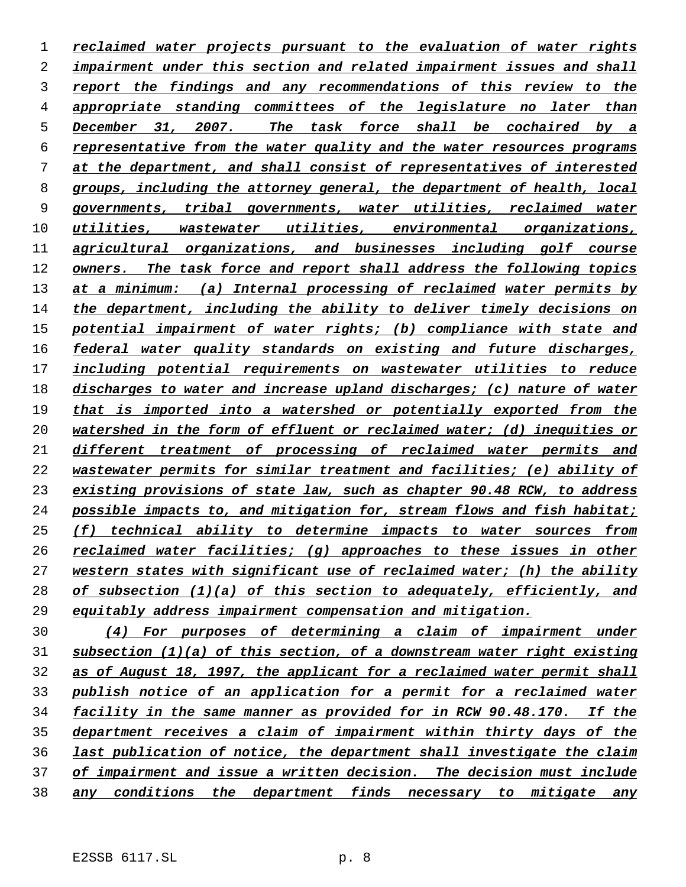reclaimed water projects pursuant to the evaluation of water rights impairment under this section and related impairment issues and shall report the findings and any recommendations of this review to the appropriate standing committees of the legislature no later than December 31, 2007. The task force shall be cochaired by a representative from the water quality and the water resources programs at the department, and shall consist of representatives of interested groups, including the attorney general, the department of health, local governments, tribal governments, water utilities, reclaimed water utilities, wastewater utilities, environmental organizations, agricultural organizations, and businesses including golf course owners. The task force and report shall address the following topics at a minimum: (a) Internal processing of reclaimed water permits by the department, including the ability to deliver timely decisions on potential impairment of water rights; (b) compliance with state and federal water quality standards on existing and future discharges, including potential requirements on wastewater utilities to reduce discharges to water and increase upland discharges; (c) nature of water that is imported into a watershed or potentially exported from the watershed in the form of effluent or reclaimed water; (d) inequities or different treatment of processing of reclaimed water permits and wastewater permits for similar treatment and facilities; (e) ability of existing provisions of state law, such as chapter 90.48 RCW, to address possible impacts to, and mitigation for, stream flows and fish habitat; (f) technical ability to determine impacts to water sources from reclaimed water facilities; (g) approaches to these issues in other western states with significant use of reclaimed water; (h) the ability of subsection (1)(a) of this section to adequately, efficiently, and equitably address impairment compensation and mitigation.

(4) For purposes of determining a claim of impairment under subsection (1)(a) of this section, of a downstream water right existing as of August 18, 1997, the applicant for a reclaimed water permit shall publish notice of an application for a permit for a reclaimed water facility in the same manner as provided for in RCW 90.48.170. If the department receives a claim of impairment within thirty days of the last publication of notice, the department shall investigate the claim of impairment and issue a written decision. The decision must include any conditions the department finds necessary to mitigate any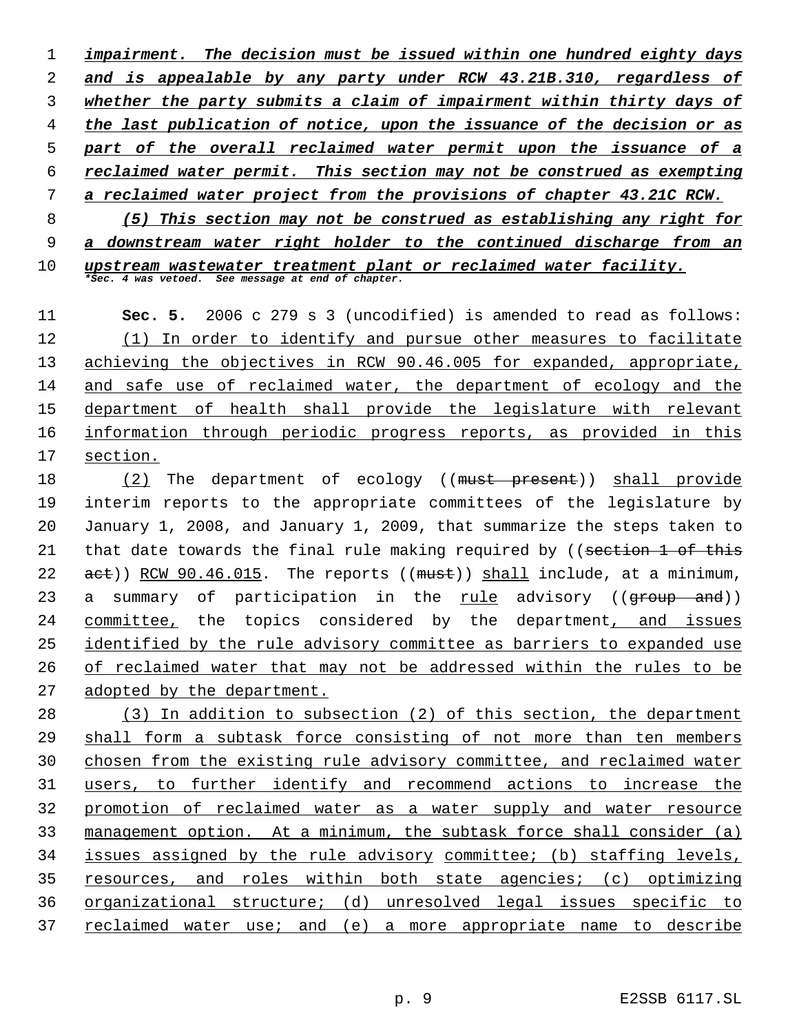*impairment. The decision must be issued within one hundred eighty days and is appealable by any party under RCW 43.21B.310, regardless of whether the party submits a claim of impairment within thirty days of the last publication of notice, upon the issuance of the decision or as part of the overall reclaimed water permit upon the issuance of a reclaimed water permit. This section may not be construed as exempting a reclaimed water project from the provisions of chapter 43.21C RCW.*

*(5) This section may not be construed as establishing any right for a downstream water right holder to the continued discharge from an upstream wastewater treatment plant or reclaimed water facility.*

**\*Sec. 4 was vetoed. See message at end of chapter.**

**Sec. 5.** 2006 c 279 s 3 (uncodified) is amended to read as follows:

(1) In order to identify and pursue other measures to facilitate achieving the objectives in RCW 90.46.005 for expanded, appropriate, and safe use of reclaimed water, the department of ecology and the department of health shall provide the legislature with relevant information through periodic progress reports, as provided in this section.

(2) The department of ecology ((~~must present~~)) shall provide interim reports to the appropriate committees of the legislature by January 1, 2008, and January 1, 2009, that summarize the steps taken to that date towards the final rule making required by ((~~section 1 of this act~~)) RCW 90.46.015. The reports ((~~must~~)) shall include, at a minimum, a summary of participation in the rule advisory ((~~group and~~)) committee, the topics considered by the department, and issues identified by the rule advisory committee as barriers to expanded use of reclaimed water that may not be addressed within the rules to be adopted by the department.

(3) In addition to subsection (2) of this section, the department shall form a subtask force consisting of not more than ten members chosen from the existing rule advisory committee, and reclaimed water users, to further identify and recommend actions to increase the promotion of reclaimed water as a water supply and water resource management option. At a minimum, the subtask force shall consider (a) issues assigned by the rule advisory committee; (b) staffing levels, resources, and roles within both state agencies; (c) optimizing organizational structure; (d) unresolved legal issues specific to reclaimed water use; and (e) a more appropriate name to describe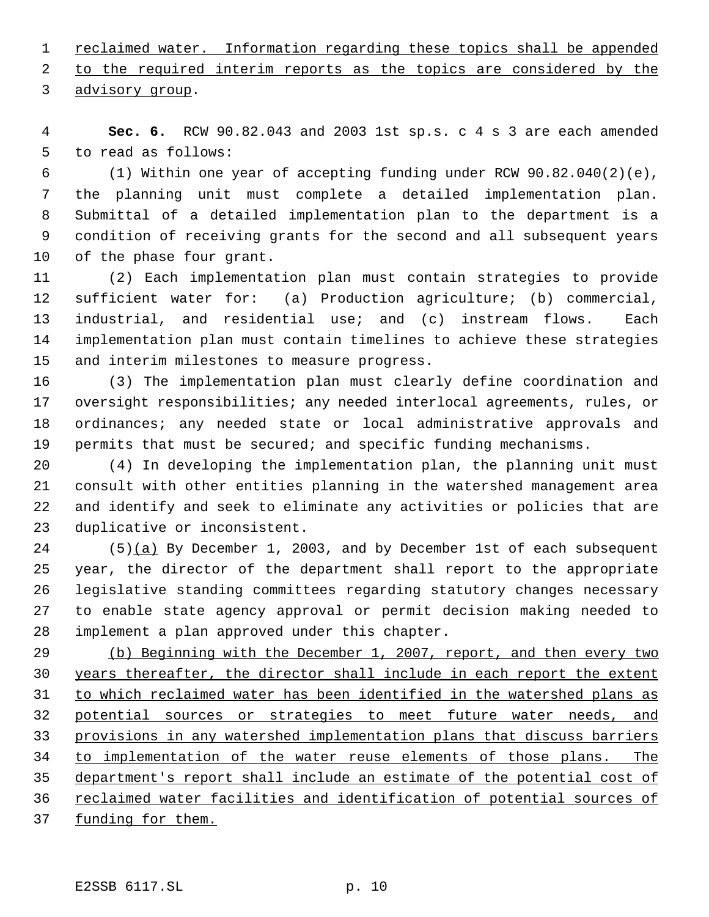reclaimed water. Information regarding these topics shall be appended to the required interim reports as the topics are considered by the advisory group.

**Sec. 6.** RCW 90.82.043 and 2003 1st sp.s. c 4 s 3 are each amended to read as follows:

(1) Within one year of accepting funding under RCW 90.82.040(2)(e), the planning unit must complete a detailed implementation plan. Submittal of a detailed implementation plan to the department is a condition of receiving grants for the second and all subsequent years of the phase four grant.

(2) Each implementation plan must contain strategies to provide sufficient water for: (a) Production agriculture; (b) commercial, industrial, and residential use; and (c) instream flows. Each implementation plan must contain timelines to achieve these strategies and interim milestones to measure progress.

(3) The implementation plan must clearly define coordination and oversight responsibilities; any needed interlocal agreements, rules, or ordinances; any needed state or local administrative approvals and permits that must be secured; and specific funding mechanisms.

(4) In developing the implementation plan, the planning unit must consult with other entities planning in the watershed management area and identify and seek to eliminate any activities or policies that are duplicative or inconsistent.

(5)(a) By December 1, 2003, and by December 1st of each subsequent year, the director of the department shall report to the appropriate legislative standing committees regarding statutory changes necessary to enable state agency approval or permit decision making needed to implement a plan approved under this chapter.

(b) Beginning with the December 1, 2007, report, and then every two years thereafter, the director shall include in each report the extent to which reclaimed water has been identified in the watershed plans as potential sources or strategies to meet future water needs, and provisions in any watershed implementation plans that discuss barriers to implementation of the water reuse elements of those plans. The department's report shall include an estimate of the potential cost of reclaimed water facilities and identification of potential sources of funding for them.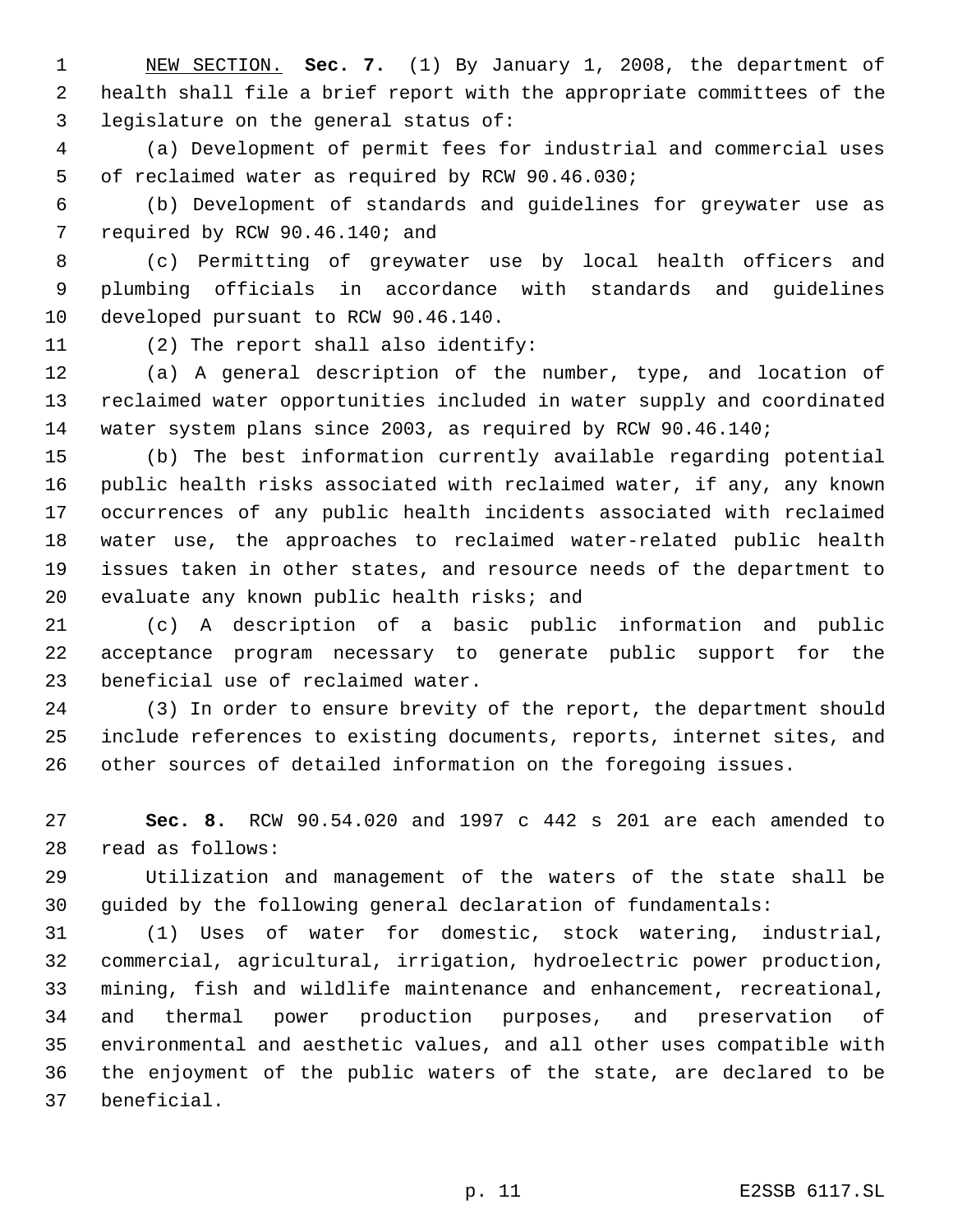<u>NEW SECTION.</u> **Sec. 7.** (1) By January 1, 2008, the department of health shall file a brief report with the appropriate committees of the legislature on the general status of:

(a) Development of permit fees for industrial and commercial uses of reclaimed water as required by RCW 90.46.030;

(b) Development of standards and guidelines for greywater use as required by RCW 90.46.140; and

(c) Permitting of greywater use by local health officers and plumbing officials in accordance with standards and guidelines developed pursuant to RCW 90.46.140.

(2) The report shall also identify:

(a) A general description of the number, type, and location of reclaimed water opportunities included in water supply and coordinated water system plans since 2003, as required by RCW 90.46.140;

(b) The best information currently available regarding potential public health risks associated with reclaimed water, if any, any known occurrences of any public health incidents associated with reclaimed water use, the approaches to reclaimed water-related public health issues taken in other states, and resource needs of the department to evaluate any known public health risks; and

(c) A description of a basic public information and public acceptance program necessary to generate public support for the beneficial use of reclaimed water.

(3) In order to ensure brevity of the report, the department should include references to existing documents, reports, internet sites, and other sources of detailed information on the foregoing issues.

**Sec. 8.** RCW 90.54.020 and 1997 c 442 s 201 are each amended to read as follows:

Utilization and management of the waters of the state shall be guided by the following general declaration of fundamentals:

(1) Uses of water for domestic, stock watering, industrial, commercial, agricultural, irrigation, hydroelectric power production, mining, fish and wildlife maintenance and enhancement, recreational, and thermal power production purposes, and preservation of environmental and aesthetic values, and all other uses compatible with the enjoyment of the public waters of the state, are declared to be beneficial.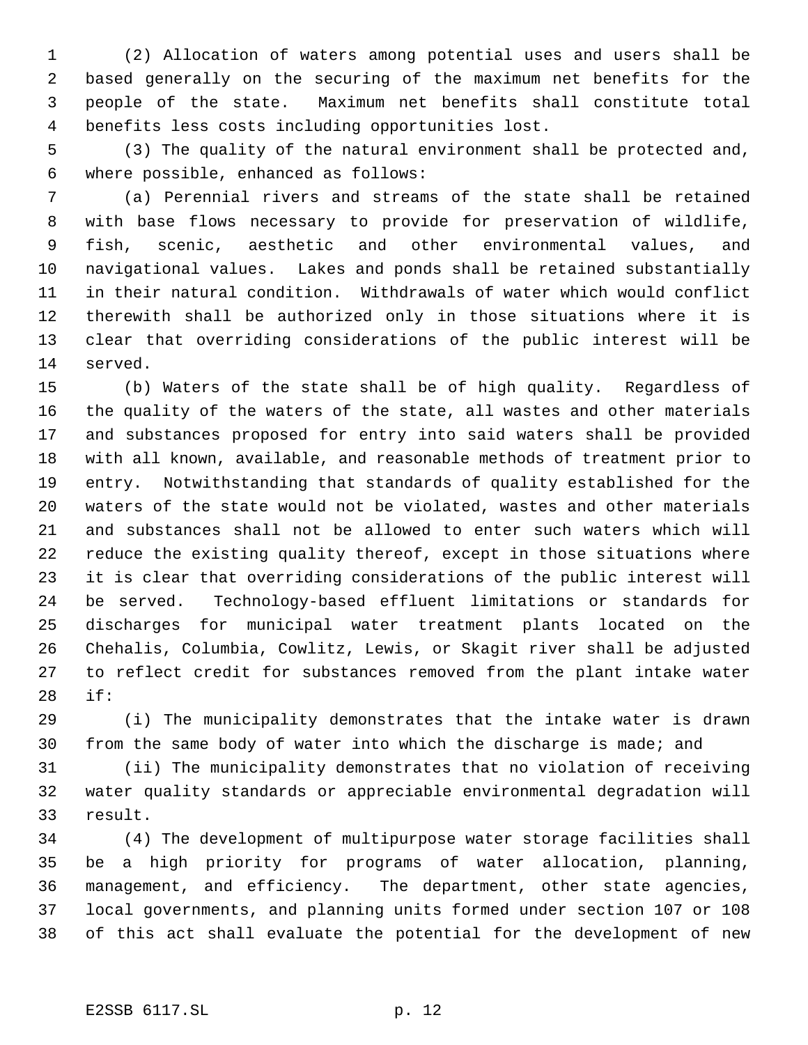(2) Allocation of waters among potential uses and users shall be based generally on the securing of the maximum net benefits for the people of the state. Maximum net benefits shall constitute total benefits less costs including opportunities lost.

(3) The quality of the natural environment shall be protected and, where possible, enhanced as follows:

(a) Perennial rivers and streams of the state shall be retained with base flows necessary to provide for preservation of wildlife, fish, scenic, aesthetic and other environmental values, and navigational values. Lakes and ponds shall be retained substantially in their natural condition. Withdrawals of water which would conflict therewith shall be authorized only in those situations where it is clear that overriding considerations of the public interest will be served.

(b) Waters of the state shall be of high quality. Regardless of the quality of the waters of the state, all wastes and other materials and substances proposed for entry into said waters shall be provided with all known, available, and reasonable methods of treatment prior to entry. Notwithstanding that standards of quality established for the waters of the state would not be violated, wastes and other materials and substances shall not be allowed to enter such waters which will reduce the existing quality thereof, except in those situations where it is clear that overriding considerations of the public interest will be served. Technology-based effluent limitations or standards for discharges for municipal water treatment plants located on the Chehalis, Columbia, Cowlitz, Lewis, or Skagit river shall be adjusted to reflect credit for substances removed from the plant intake water if:

(i) The municipality demonstrates that the intake water is drawn from the same body of water into which the discharge is made; and

(ii) The municipality demonstrates that no violation of receiving water quality standards or appreciable environmental degradation will result.

(4) The development of multipurpose water storage facilities shall be a high priority for programs of water allocation, planning, management, and efficiency. The department, other state agencies, local governments, and planning units formed under section 107 or 108 of this act shall evaluate the potential for the development of new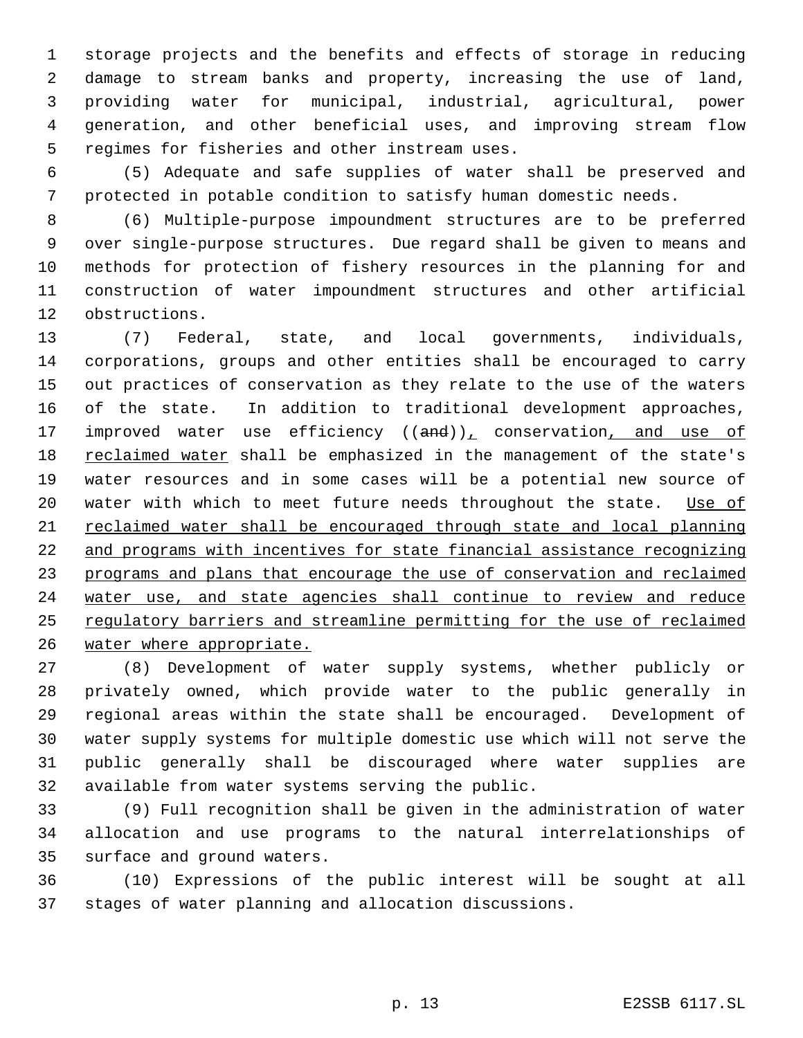storage projects and the benefits and effects of storage in reducing damage to stream banks and property, increasing the use of land, providing water for municipal, industrial, agricultural, power generation, and other beneficial uses, and improving stream flow regimes for fisheries and other instream uses.

(5) Adequate and safe supplies of water shall be preserved and protected in potable condition to satisfy human domestic needs.

(6) Multiple-purpose impoundment structures are to be preferred over single-purpose structures. Due regard shall be given to means and methods for protection of fishery resources in the planning for and construction of water impoundment structures and other artificial obstructions.

(7) Federal, state, and local governments, individuals, corporations, groups and other entities shall be encouraged to carry out practices of conservation as they relate to the use of the waters of the state. In addition to traditional development approaches, improved water use efficiency ((~~and~~)), conservation, and use of reclaimed water shall be emphasized in the management of the state's water resources and in some cases will be a potential new source of water with which to meet future needs throughout the state. Use of reclaimed water shall be encouraged through state and local planning and programs with incentives for state financial assistance recognizing programs and plans that encourage the use of conservation and reclaimed water use, and state agencies shall continue to review and reduce regulatory barriers and streamline permitting for the use of reclaimed water where appropriate.

(8) Development of water supply systems, whether publicly or privately owned, which provide water to the public generally in regional areas within the state shall be encouraged. Development of water supply systems for multiple domestic use which will not serve the public generally shall be discouraged where water supplies are available from water systems serving the public.

(9) Full recognition shall be given in the administration of water allocation and use programs to the natural interrelationships of surface and ground waters.

(10) Expressions of the public interest will be sought at all stages of water planning and allocation discussions.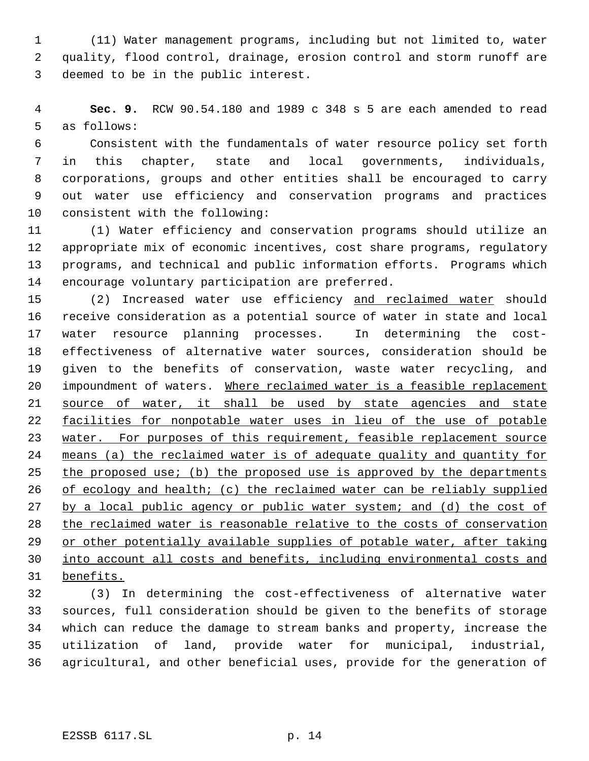(11) Water management programs, including but not limited to, water quality, flood control, drainage, erosion control and storm runoff are deemed to be in the public interest.

**Sec. 9.** RCW 90.54.180 and 1989 c 348 s 5 are each amended to read as follows:

Consistent with the fundamentals of water resource policy set forth in this chapter, state and local governments, individuals, corporations, groups and other entities shall be encouraged to carry out water use efficiency and conservation programs and practices consistent with the following:

(1) Water efficiency and conservation programs should utilize an appropriate mix of economic incentives, cost share programs, regulatory programs, and technical and public information efforts. Programs which encourage voluntary participation are preferred.

(2) Increased water use efficiency <u>and reclaimed water</u> should receive consideration as a potential source of water in state and local water resource planning processes. In determining the cost-effectiveness of alternative water sources, consideration should be given to the benefits of conservation, waste water recycling, and impoundment of waters. <u>Where reclaimed water is a feasible replacement source of water, it shall be used by state agencies and state facilities for nonpotable water uses in lieu of the use of potable water. For purposes of this requirement, feasible replacement source means (a) the reclaimed water is of adequate quality and quantity for the proposed use; (b) the proposed use is approved by the departments of ecology and health; (c) the reclaimed water can be reliably supplied by a local public agency or public water system; and (d) the cost of the reclaimed water is reasonable relative to the costs of conservation or other potentially available supplies of potable water, after taking into account all costs and benefits, including environmental costs and benefits.</u>

(3) In determining the cost-effectiveness of alternative water sources, full consideration should be given to the benefits of storage which can reduce the damage to stream banks and property, increase the utilization of land, provide water for municipal, industrial, agricultural, and other beneficial uses, provide for the generation of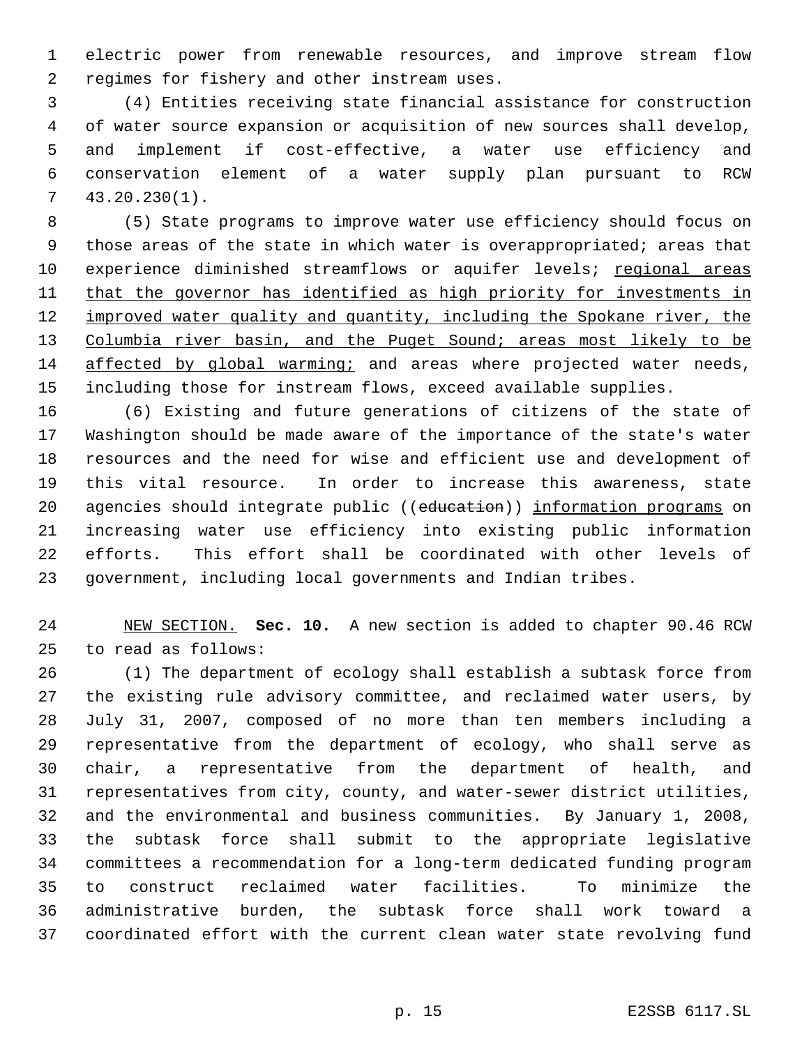electric power from renewable resources, and improve stream flow regimes for fishery and other instream uses.

(4) Entities receiving state financial assistance for construction of water source expansion or acquisition of new sources shall develop, and implement if cost-effective, a water use efficiency and conservation element of a water supply plan pursuant to RCW 43.20.230(1).

(5) State programs to improve water use efficiency should focus on those areas of the state in which water is overappropriated; areas that experience diminished streamflows or aquifer levels; <u>regional areas that the governor has identified as high priority for investments in improved water quality and quantity, including the Spokane river, the Columbia river basin, and the Puget Sound; areas most likely to be affected by global warming;</u> and areas where projected water needs, including those for instream flows, exceed available supplies.

(6) Existing and future generations of citizens of the state of Washington should be made aware of the importance of the state's water resources and the need for wise and efficient use and development of this vital resource. In order to increase this awareness, state agencies should integrate public ((~~education~~)) <u>information programs</u> on increasing water use efficiency into existing public information efforts. This effort shall be coordinated with other levels of government, including local governments and Indian tribes.

<u>NEW SECTION.</u> **Sec. 10.** A new section is added to chapter 90.46 RCW to read as follows:

(1) The department of ecology shall establish a subtask force from the existing rule advisory committee, and reclaimed water users, by July 31, 2007, composed of no more than ten members including a representative from the department of ecology, who shall serve as chair, a representative from the department of health, and representatives from city, county, and water-sewer district utilities, and the environmental and business communities. By January 1, 2008, the subtask force shall submit to the appropriate legislative committees a recommendation for a long-term dedicated funding program to construct reclaimed water facilities. To minimize the administrative burden, the subtask force shall work toward a coordinated effort with the current clean water state revolving fund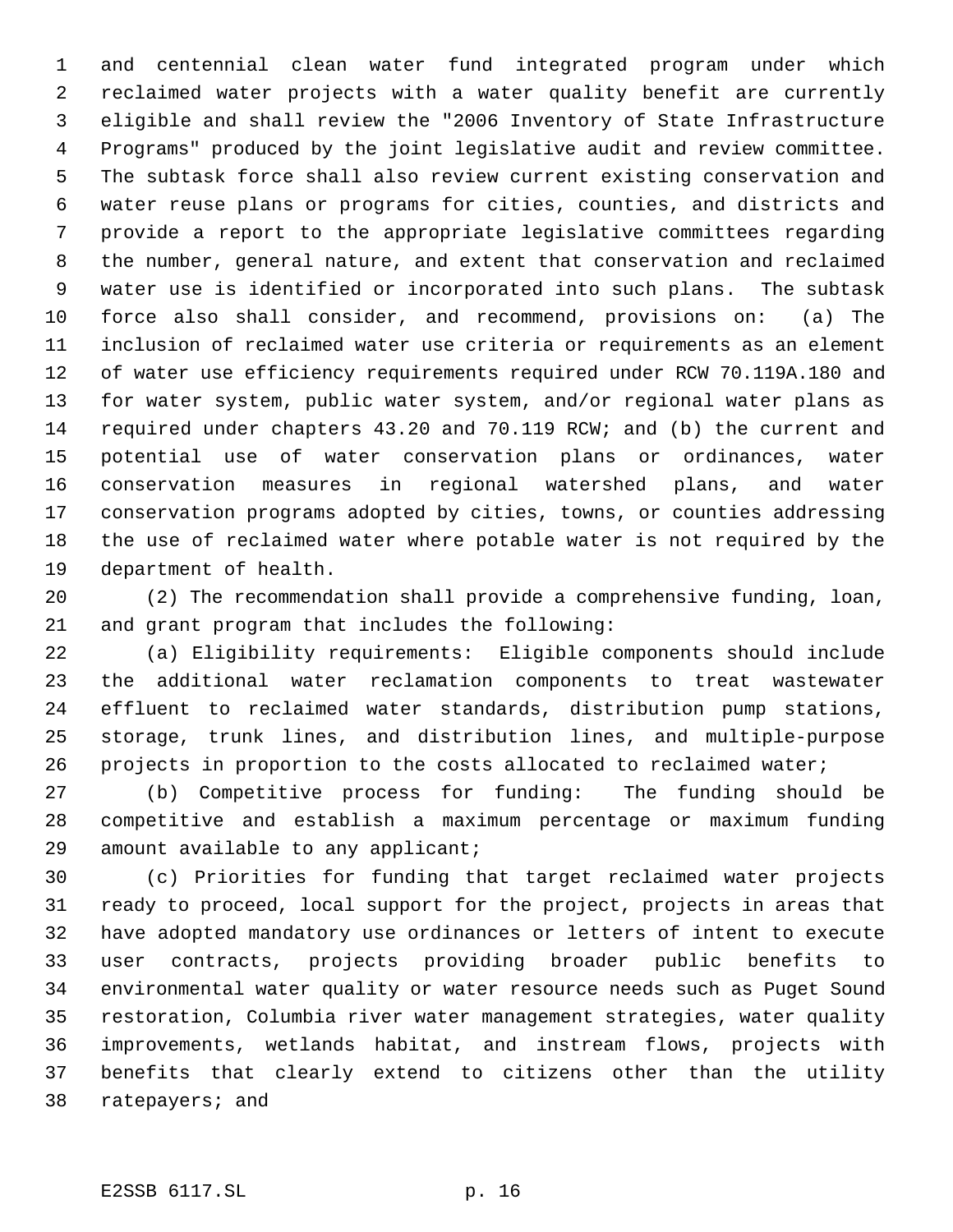and centennial clean water fund integrated program under which reclaimed water projects with a water quality benefit are currently eligible and shall review the "2006 Inventory of State Infrastructure Programs" produced by the joint legislative audit and review committee. The subtask force shall also review current existing conservation and water reuse plans or programs for cities, counties, and districts and provide a report to the appropriate legislative committees regarding the number, general nature, and extent that conservation and reclaimed water use is identified or incorporated into such plans. The subtask force also shall consider, and recommend, provisions on: (a) The inclusion of reclaimed water use criteria or requirements as an element of water use efficiency requirements required under RCW 70.119A.180 and for water system, public water system, and/or regional water plans as required under chapters 43.20 and 70.119 RCW; and (b) the current and potential use of water conservation plans or ordinances, water conservation measures in regional watershed plans, and water conservation programs adopted by cities, towns, or counties addressing the use of reclaimed water where potable water is not required by the department of health.

(2) The recommendation shall provide a comprehensive funding, loan, and grant program that includes the following:

(a) Eligibility requirements: Eligible components should include the additional water reclamation components to treat wastewater effluent to reclaimed water standards, distribution pump stations, storage, trunk lines, and distribution lines, and multiple-purpose projects in proportion to the costs allocated to reclaimed water;

(b) Competitive process for funding: The funding should be competitive and establish a maximum percentage or maximum funding amount available to any applicant;

(c) Priorities for funding that target reclaimed water projects ready to proceed, local support for the project, projects in areas that have adopted mandatory use ordinances or letters of intent to execute user contracts, projects providing broader public benefits to environmental water quality or water resource needs such as Puget Sound restoration, Columbia river water management strategies, water quality improvements, wetlands habitat, and instream flows, projects with benefits that clearly extend to citizens other than the utility ratepayers; and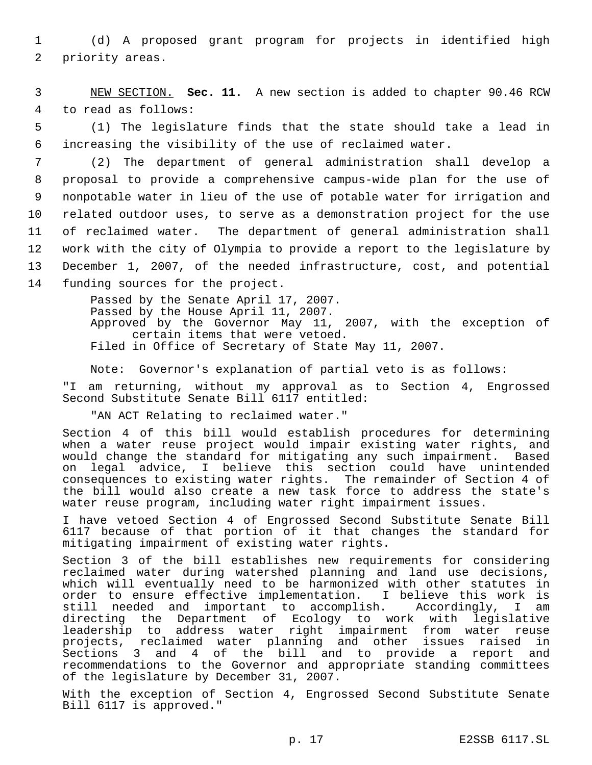(d) A proposed grant program for projects in identified high priority areas.

NEW SECTION. **Sec. 11.** A new section is added to chapter 90.46 RCW to read as follows:

(1) The legislature finds that the state should take a lead in increasing the visibility of the use of reclaimed water.

(2) The department of general administration shall develop a proposal to provide a comprehensive campus-wide plan for the use of nonpotable water in lieu of the use of potable water for irrigation and related outdoor uses, to serve as a demonstration project for the use of reclaimed water. The department of general administration shall work with the city of Olympia to provide a report to the legislature by December 1, 2007, of the needed infrastructure, cost, and potential funding sources for the project.

Passed by the Senate April 17, 2007.
Passed by the House April 11, 2007.
Approved by the Governor May 11, 2007, with the exception of certain items that were vetoed.
Filed in Office of Secretary of State May 11, 2007.

Note: Governor's explanation of partial veto is as follows:

"I am returning, without my approval as to Section 4, Engrossed Second Substitute Senate Bill 6117 entitled:

"AN ACT Relating to reclaimed water."

Section 4 of this bill would establish procedures for determining when a water reuse project would impair existing water rights, and would change the standard for mitigating any such impairment. Based on legal advice, I believe this section could have unintended consequences to existing water rights. The remainder of Section 4 of the bill would also create a new task force to address the state's water reuse program, including water right impairment issues.

I have vetoed Section 4 of Engrossed Second Substitute Senate Bill 6117 because of that portion of it that changes the standard for mitigating impairment of existing water rights.

Section 3 of the bill establishes new requirements for considering reclaimed water during watershed planning and land use decisions, which will eventually need to be harmonized with other statutes in order to ensure effective implementation. I believe this work is still needed and important to accomplish. Accordingly, I am directing the Department of Ecology to work with legislative leadership to address water right impairment from water reuse projects, reclaimed water planning and other issues raised in Sections 3 and 4 of the bill and to provide a report and recommendations to the Governor and appropriate standing committees of the legislature by December 31, 2007.

With the exception of Section 4, Engrossed Second Substitute Senate Bill 6117 is approved."